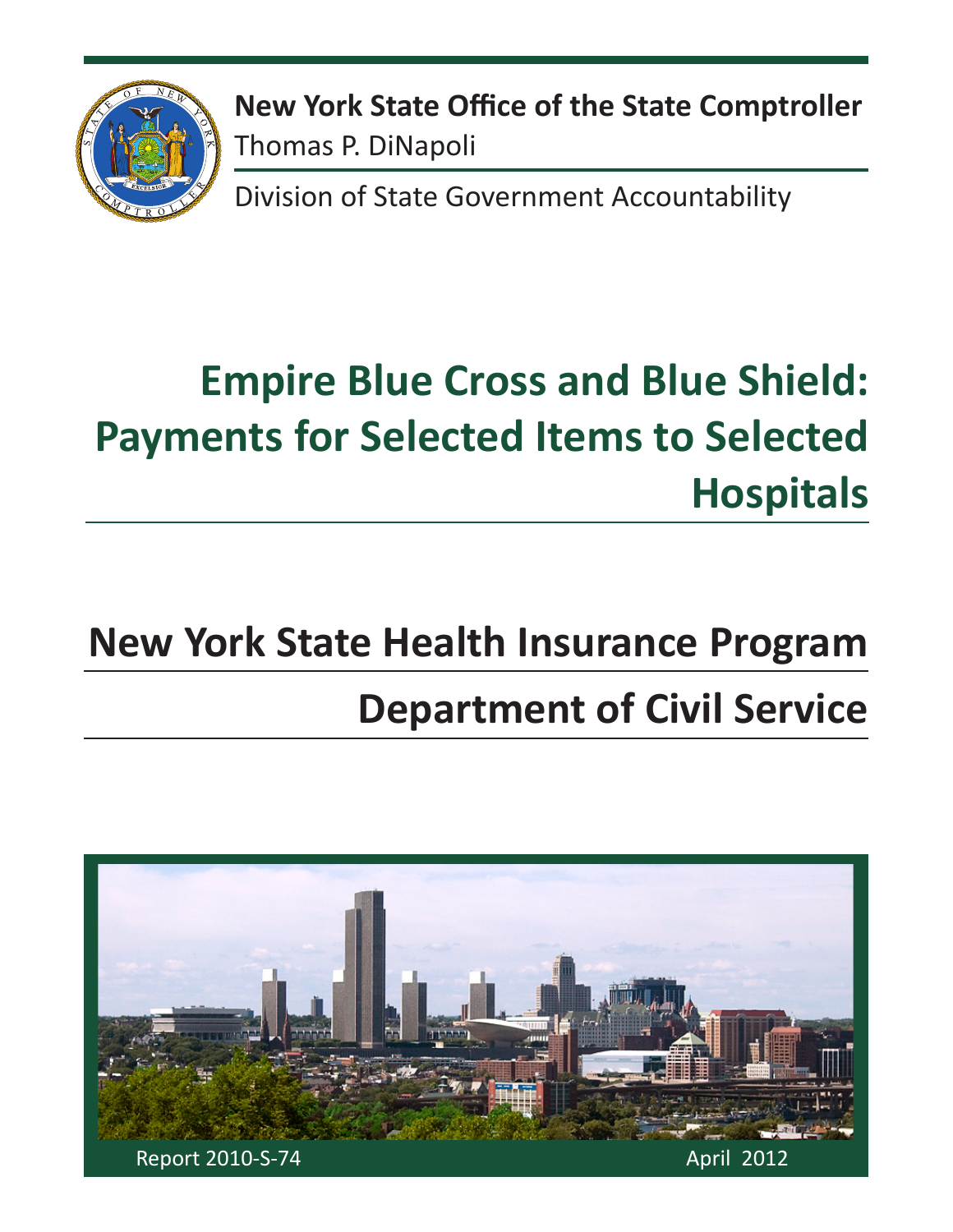**New York State Office of the State Comptroller**
Thomas P. DiNapoli

Division of State Government Accountability

# Empire Blue Cross and Blue Shield: Payments for Selected Items to Selected Hospitals

## New York State Health Insurance Program

## Department of Civil Service

Report 2010-S-74

April 2012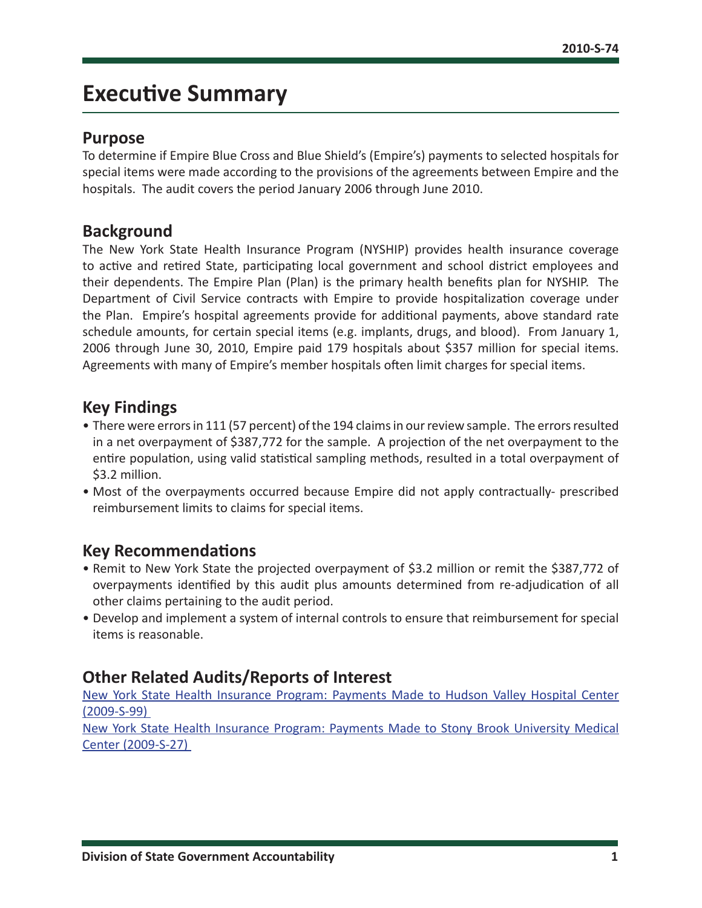# Executive Summary

## Purpose

To determine if Empire Blue Cross and Blue Shield's (Empire's) payments to selected hospitals for special items were made according to the provisions of the agreements between Empire and the hospitals. The audit covers the period January 2006 through June 2010.

## Background

The New York State Health Insurance Program (NYSHIP) provides health insurance coverage to active and retired State, participating local government and school district employees and their dependents. The Empire Plan (Plan) is the primary health benefits plan for NYSHIP. The Department of Civil Service contracts with Empire to provide hospitalization coverage under the Plan. Empire's hospital agreements provide for additional payments, above standard rate schedule amounts, for certain special items (e.g. implants, drugs, and blood). From January 1, 2006 through June 30, 2010, Empire paid 179 hospitals about $357 million for special items. Agreements with many of Empire's member hospitals often limit charges for special items.

## Key Findings

- There were errors in 111 (57 percent) of the 194 claims in our review sample. The errors resulted in a net overpayment of $387,772 for the sample. A projection of the net overpayment to the entire population, using valid statistical sampling methods, resulted in a total overpayment of $3.2 million.
- Most of the overpayments occurred because Empire did not apply contractually- prescribed reimbursement limits to claims for special items.

## Key Recommendations

- Remit to New York State the projected overpayment of $3.2 million or remit the $387,772 of overpayments identified by this audit plus amounts determined from re-adjudication of all other claims pertaining to the audit period.
- Develop and implement a system of internal controls to ensure that reimbursement for special items is reasonable.

## Other Related Audits/Reports of Interest

New York State Health Insurance Program: Payments Made to Hudson Valley Hospital Center (2009-S-99)

New York State Health Insurance Program: Payments Made to Stony Brook University Medical Center (2009-S-27)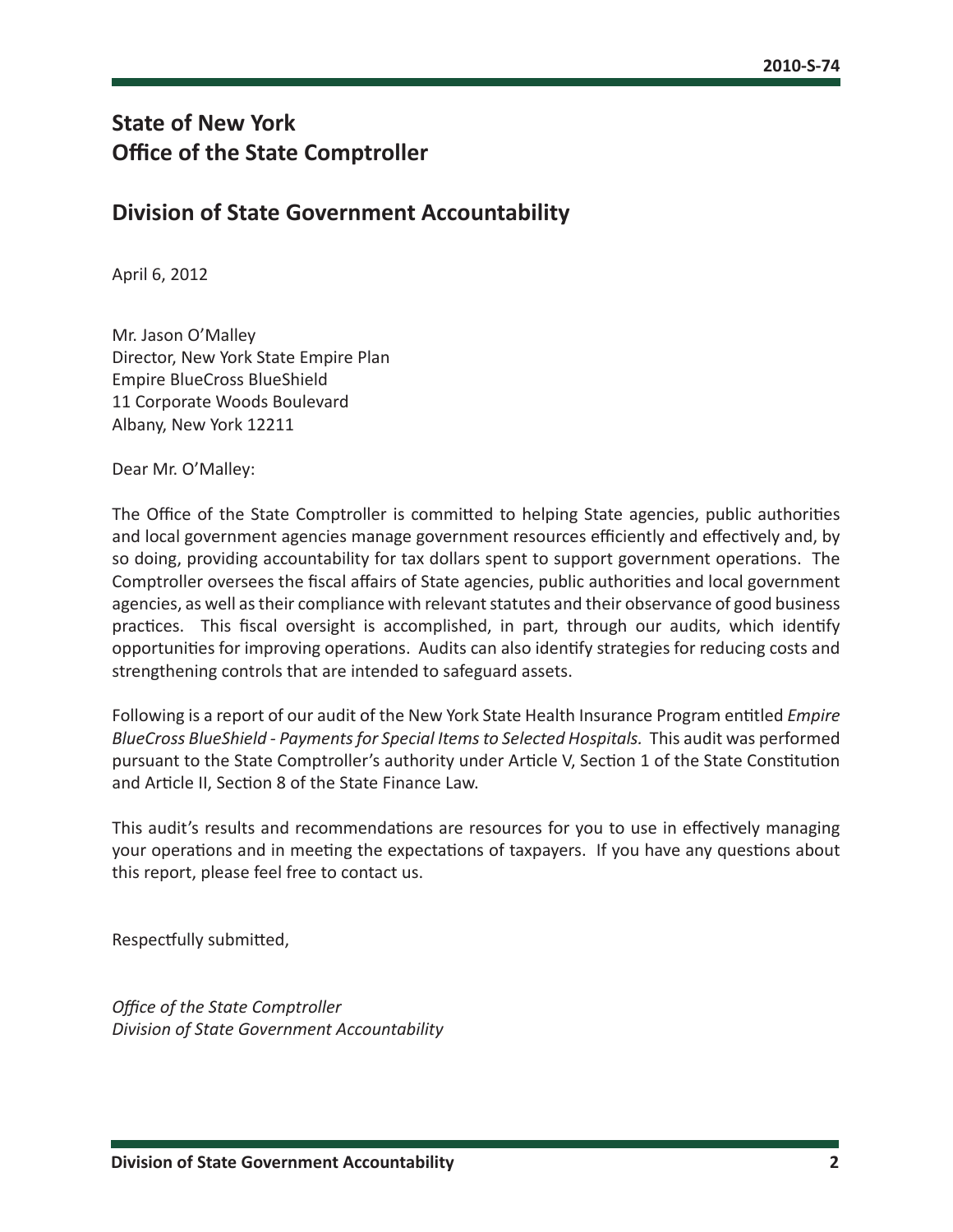# State of New York
# Office of the State Comptroller

## Division of State Government Accountability

April 6, 2012

Mr. Jason O'Malley
Director, New York State Empire Plan
Empire BlueCross BlueShield
11 Corporate Woods Boulevard
Albany, New York 12211

Dear Mr. O'Malley:

The Office of the State Comptroller is committed to helping State agencies, public authorities and local government agencies manage government resources efficiently and effectively and, by so doing, providing accountability for tax dollars spent to support government operations. The Comptroller oversees the fiscal affairs of State agencies, public authorities and local government agencies, as well as their compliance with relevant statutes and their observance of good business practices. This fiscal oversight is accomplished, in part, through our audits, which identify opportunities for improving operations. Audits can also identify strategies for reducing costs and strengthening controls that are intended to safeguard assets.

Following is a report of our audit of the New York State Health Insurance Program entitled *Empire BlueCross BlueShield - Payments for Special Items to Selected Hospitals.* This audit was performed pursuant to the State Comptroller's authority under Article V, Section 1 of the State Constitution and Article II, Section 8 of the State Finance Law.

This audit's results and recommendations are resources for you to use in effectively managing your operations and in meeting the expectations of taxpayers. If you have any questions about this report, please feel free to contact us.

Respectfully submitted,

*Office of the State Comptroller*
*Division of State Government Accountability*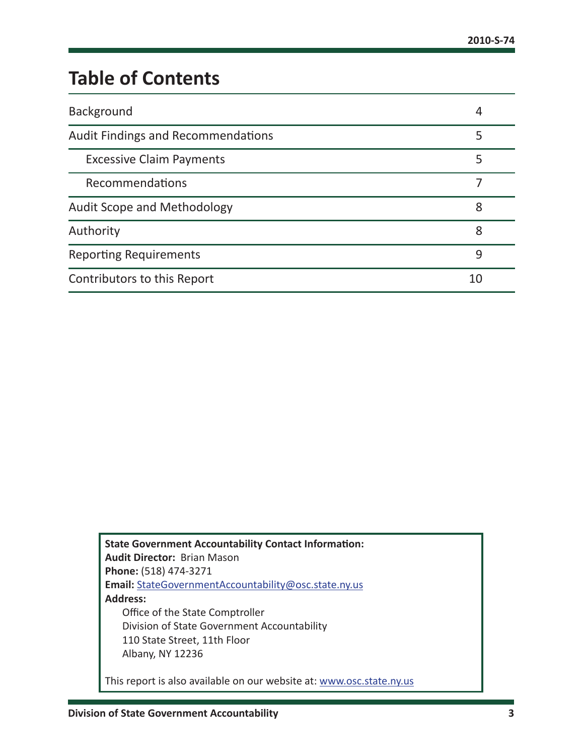# Table of Contents

| | |
|---|---|
| Background | 4 |
| Audit Findings and Recommendations | 5 |
| Excessive Claim Payments | 5 |
| Recommendations | 7 |
| Audit Scope and Methodology | 8 |
| Authority | 8 |
| Reporting Requirements | 9 |
| Contributors to this Report | 10 |

**State Government Accountability Contact Information:**
**Audit Director:** Brian Mason
**Phone:** (518) 474-3271
**Email:** StateGovernmentAccountability@osc.state.ny.us
**Address:**
Office of the State Comptroller
Division of State Government Accountability
110 State Street, 11th Floor
Albany, NY 12236

This report is also available on our website at: www.osc.state.ny.us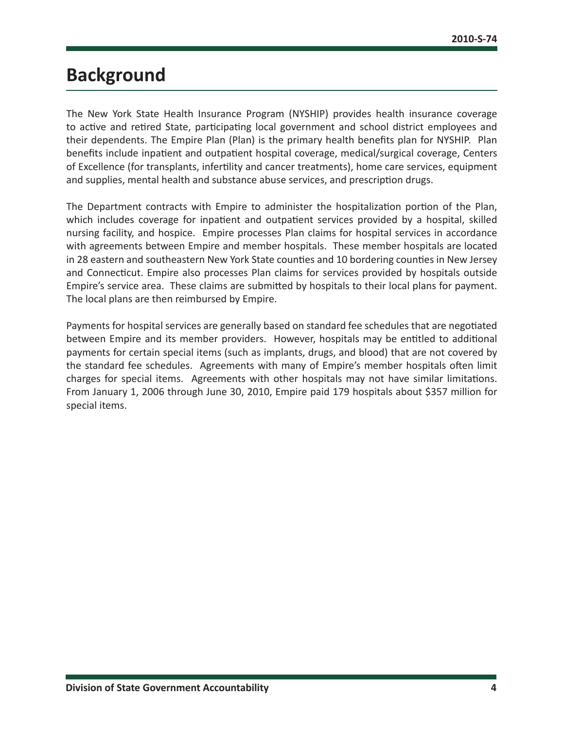# Background

The New York State Health Insurance Program (NYSHIP) provides health insurance coverage to active and retired State, participating local government and school district employees and their dependents. The Empire Plan (Plan) is the primary health benefits plan for NYSHIP. Plan benefits include inpatient and outpatient hospital coverage, medical/surgical coverage, Centers of Excellence (for transplants, infertility and cancer treatments), home care services, equipment and supplies, mental health and substance abuse services, and prescription drugs.

The Department contracts with Empire to administer the hospitalization portion of the Plan, which includes coverage for inpatient and outpatient services provided by a hospital, skilled nursing facility, and hospice. Empire processes Plan claims for hospital services in accordance with agreements between Empire and member hospitals. These member hospitals are located in 28 eastern and southeastern New York State counties and 10 bordering counties in New Jersey and Connecticut. Empire also processes Plan claims for services provided by hospitals outside Empire's service area. These claims are submitted by hospitals to their local plans for payment. The local plans are then reimbursed by Empire.

Payments for hospital services are generally based on standard fee schedules that are negotiated between Empire and its member providers. However, hospitals may be entitled to additional payments for certain special items (such as implants, drugs, and blood) that are not covered by the standard fee schedules. Agreements with many of Empire's member hospitals often limit charges for special items. Agreements with other hospitals may not have similar limitations. From January 1, 2006 through June 30, 2010, Empire paid 179 hospitals about $357 million for special items.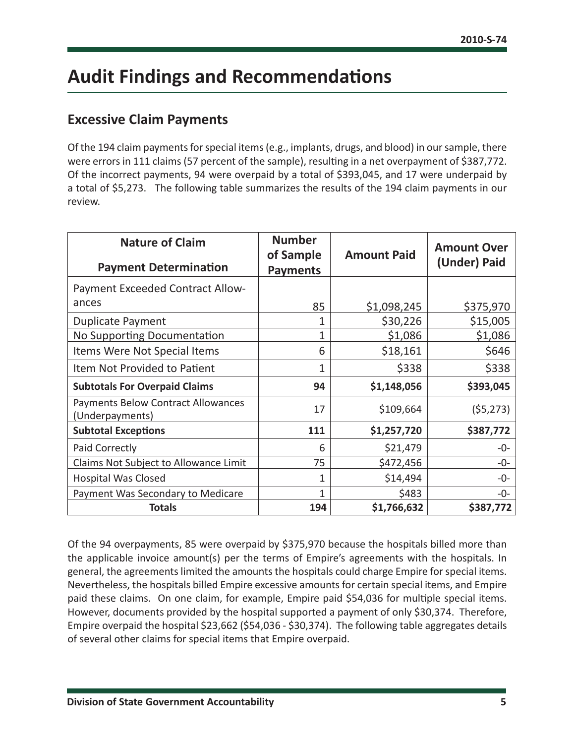# Audit Findings and Recommendations

## Excessive Claim Payments

Of the 194 claim payments for special items (e.g., implants, drugs, and blood) in our sample, there were errors in 111 claims (57 percent of the sample), resulting in a net overpayment of $387,772. Of the incorrect payments, 94 were overpaid by a total of $393,045, and 17 were underpaid by a total of $5,273. The following table summarizes the results of the 194 claim payments in our review.

| Nature of Claim Payment Determination | Number of Sample Payments | Amount Paid | Amount Over (Under) Paid |
|---|---|---|---|
| Payment Exceeded Contract Allowances | 85 | $1,098,245 | $375,970 |
| Duplicate Payment | 1 | $30,226 | $15,005 |
| No Supporting Documentation | 1 | $1,086 | $1,086 |
| Items Were Not Special Items | 6 | $18,161 | $646 |
| Item Not Provided to Patient | 1 | $338 | $338 |
| **Subtotals For Overpaid Claims** | **94** | **$1,148,056** | **$393,045** |
| Payments Below Contract Allowances (Underpayments) | 17 | $109,664 | ($5,273) |
| **Subtotal Exceptions** | **111** | **$1,257,720** | **$387,772** |
| Paid Correctly | 6 | $21,479 | -0- |
| Claims Not Subject to Allowance Limit | 75 | $472,456 | -0- |
| Hospital Was Closed | 1 | $14,494 | -0- |
| Payment Was Secondary to Medicare | 1 | $483 | -0- |
| **Totals** | **194** | **$1,766,632** | **$387,772** |

Of the 94 overpayments, 85 were overpaid by $375,970 because the hospitals billed more than the applicable invoice amount(s) per the terms of Empire's agreements with the hospitals. In general, the agreements limited the amounts the hospitals could charge Empire for special items. Nevertheless, the hospitals billed Empire excessive amounts for certain special items, and Empire paid these claims. On one claim, for example, Empire paid $54,036 for multiple special items. However, documents provided by the hospital supported a payment of only $30,374. Therefore, Empire overpaid the hospital $23,662 ($54,036 - $30,374). The following table aggregates details of several other claims for special items that Empire overpaid.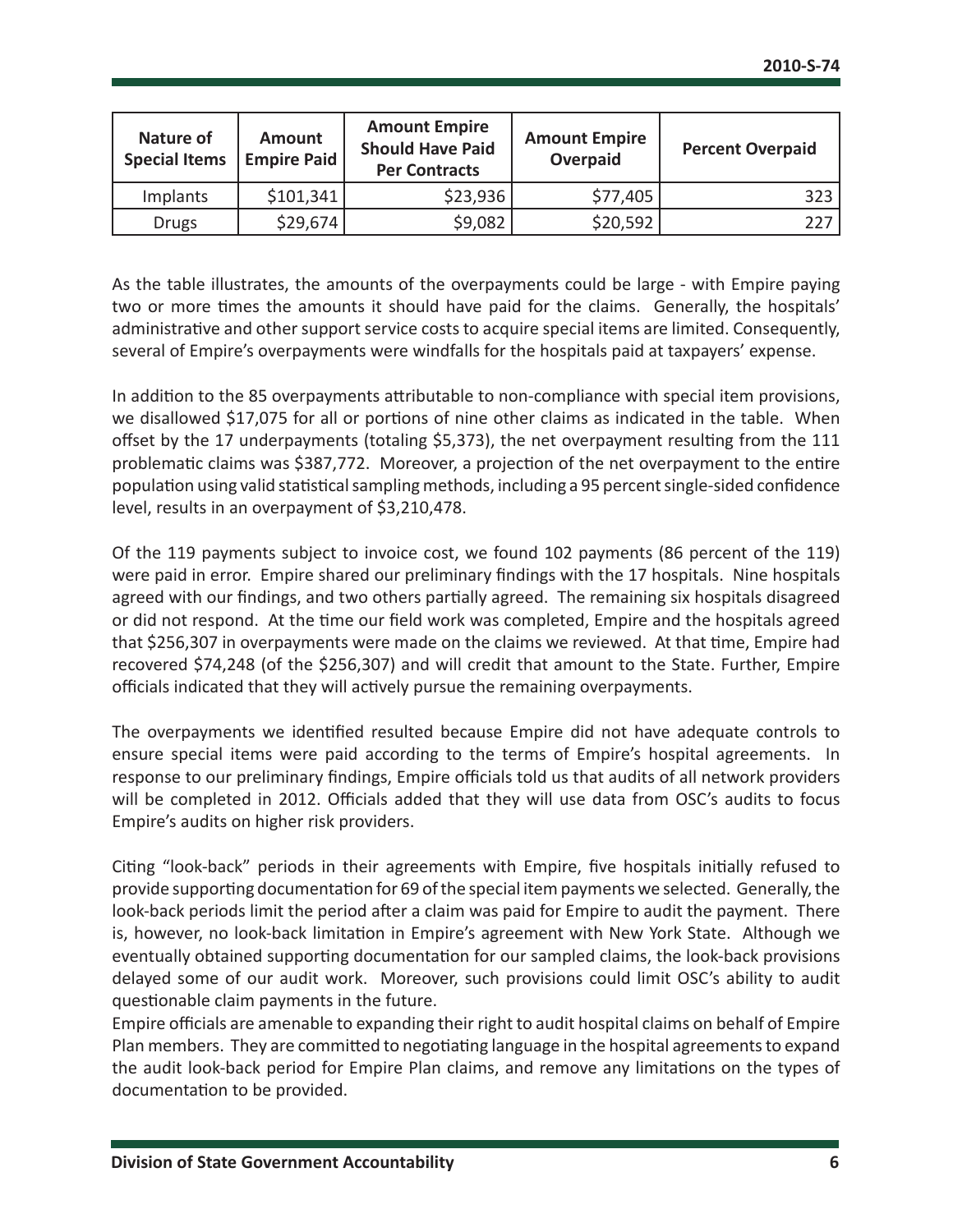| Nature of Special Items | Amount Empire Paid | Amount Empire Should Have Paid Per Contracts | Amount Empire Overpaid | Percent Overpaid |
|---|---|---|---|---|
| Implants | $101,341 | $23,936 | $77,405 | 323 |
| Drugs | $29,674 | $9,082 | $20,592 | 227 |

As the table illustrates, the amounts of the overpayments could be large - with Empire paying two or more times the amounts it should have paid for the claims. Generally, the hospitals' administrative and other support service costs to acquire special items are limited. Consequently, several of Empire's overpayments were windfalls for the hospitals paid at taxpayers' expense.

In addition to the 85 overpayments attributable to non-compliance with special item provisions, we disallowed $17,075 for all or portions of nine other claims as indicated in the table. When offset by the 17 underpayments (totaling $5,373), the net overpayment resulting from the 111 problematic claims was $387,772. Moreover, a projection of the net overpayment to the entire population using valid statistical sampling methods, including a 95 percent single-sided confidence level, results in an overpayment of $3,210,478.

Of the 119 payments subject to invoice cost, we found 102 payments (86 percent of the 119) were paid in error. Empire shared our preliminary findings with the 17 hospitals. Nine hospitals agreed with our findings, and two others partially agreed. The remaining six hospitals disagreed or did not respond. At the time our field work was completed, Empire and the hospitals agreed that $256,307 in overpayments were made on the claims we reviewed. At that time, Empire had recovered $74,248 (of the $256,307) and will credit that amount to the State. Further, Empire officials indicated that they will actively pursue the remaining overpayments.

The overpayments we identified resulted because Empire did not have adequate controls to ensure special items were paid according to the terms of Empire's hospital agreements. In response to our preliminary findings, Empire officials told us that audits of all network providers will be completed in 2012. Officials added that they will use data from OSC's audits to focus Empire's audits on higher risk providers.

Citing "look-back" periods in their agreements with Empire, five hospitals initially refused to provide supporting documentation for 69 of the special item payments we selected. Generally, the look-back periods limit the period after a claim was paid for Empire to audit the payment. There is, however, no look-back limitation in Empire's agreement with New York State. Although we eventually obtained supporting documentation for our sampled claims, the look-back provisions delayed some of our audit work. Moreover, such provisions could limit OSC's ability to audit questionable claim payments in the future.

Empire officials are amenable to expanding their right to audit hospital claims on behalf of Empire Plan members. They are committed to negotiating language in the hospital agreements to expand the audit look-back period for Empire Plan claims, and remove any limitations on the types of documentation to be provided.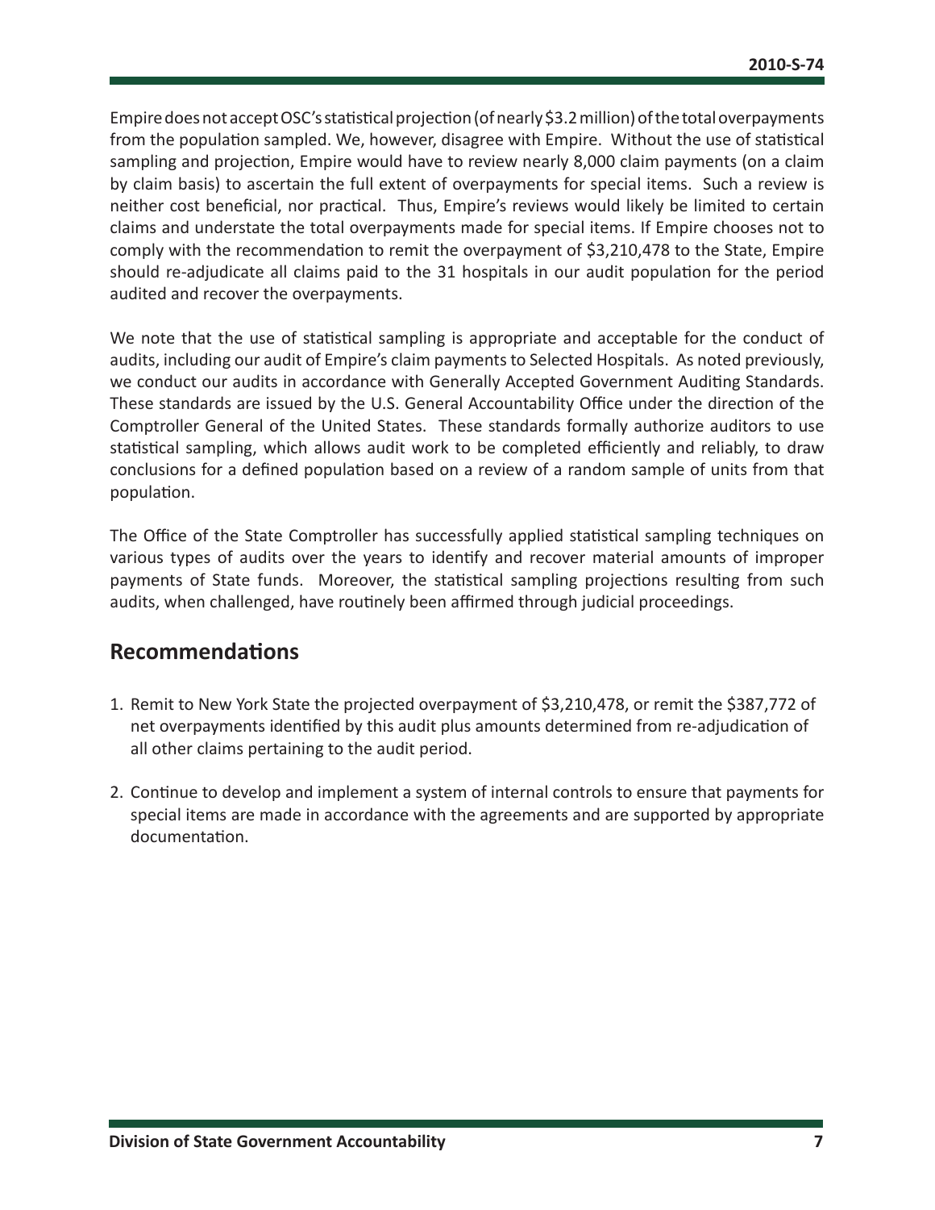Empire does not accept OSC's statistical projection (of nearly $3.2 million) of the total overpayments from the population sampled. We, however, disagree with Empire. Without the use of statistical sampling and projection, Empire would have to review nearly 8,000 claim payments (on a claim by claim basis) to ascertain the full extent of overpayments for special items. Such a review is neither cost beneficial, nor practical. Thus, Empire's reviews would likely be limited to certain claims and understate the total overpayments made for special items. If Empire chooses not to comply with the recommendation to remit the overpayment of $3,210,478 to the State, Empire should re-adjudicate all claims paid to the 31 hospitals in our audit population for the period audited and recover the overpayments.

We note that the use of statistical sampling is appropriate and acceptable for the conduct of audits, including our audit of Empire's claim payments to Selected Hospitals. As noted previously, we conduct our audits in accordance with Generally Accepted Government Auditing Standards. These standards are issued by the U.S. General Accountability Office under the direction of the Comptroller General of the United States. These standards formally authorize auditors to use statistical sampling, which allows audit work to be completed efficiently and reliably, to draw conclusions for a defined population based on a review of a random sample of units from that population.

The Office of the State Comptroller has successfully applied statistical sampling techniques on various types of audits over the years to identify and recover material amounts of improper payments of State funds. Moreover, the statistical sampling projections resulting from such audits, when challenged, have routinely been affirmed through judicial proceedings.

## Recommendations

1. Remit to New York State the projected overpayment of $3,210,478, or remit the $387,772 of net overpayments identified by this audit plus amounts determined from re-adjudication of all other claims pertaining to the audit period.
2. Continue to develop and implement a system of internal controls to ensure that payments for special items are made in accordance with the agreements and are supported by appropriate documentation.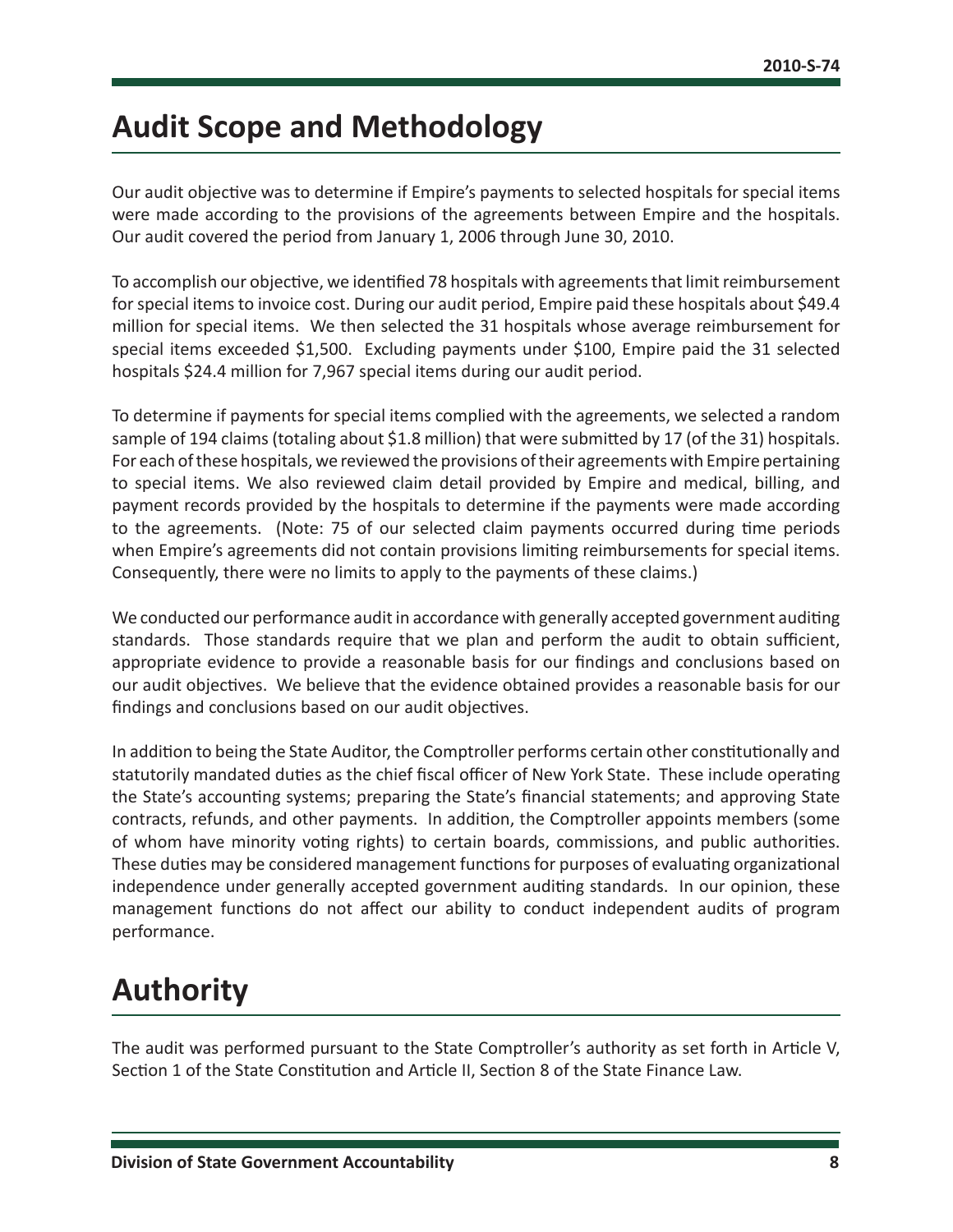## Audit Scope and Methodology

Our audit objective was to determine if Empire's payments to selected hospitals for special items were made according to the provisions of the agreements between Empire and the hospitals. Our audit covered the period from January 1, 2006 through June 30, 2010.

To accomplish our objective, we identified 78 hospitals with agreements that limit reimbursement for special items to invoice cost. During our audit period, Empire paid these hospitals about $49.4 million for special items. We then selected the 31 hospitals whose average reimbursement for special items exceeded $1,500. Excluding payments under $100, Empire paid the 31 selected hospitals $24.4 million for 7,967 special items during our audit period.

To determine if payments for special items complied with the agreements, we selected a random sample of 194 claims (totaling about $1.8 million) that were submitted by 17 (of the 31) hospitals. For each of these hospitals, we reviewed the provisions of their agreements with Empire pertaining to special items. We also reviewed claim detail provided by Empire and medical, billing, and payment records provided by the hospitals to determine if the payments were made according to the agreements. (Note: 75 of our selected claim payments occurred during time periods when Empire's agreements did not contain provisions limiting reimbursements for special items. Consequently, there were no limits to apply to the payments of these claims.)

We conducted our performance audit in accordance with generally accepted government auditing standards. Those standards require that we plan and perform the audit to obtain sufficient, appropriate evidence to provide a reasonable basis for our findings and conclusions based on our audit objectives. We believe that the evidence obtained provides a reasonable basis for our findings and conclusions based on our audit objectives.

In addition to being the State Auditor, the Comptroller performs certain other constitutionally and statutorily mandated duties as the chief fiscal officer of New York State. These include operating the State's accounting systems; preparing the State's financial statements; and approving State contracts, refunds, and other payments. In addition, the Comptroller appoints members (some of whom have minority voting rights) to certain boards, commissions, and public authorities. These duties may be considered management functions for purposes of evaluating organizational independence under generally accepted government auditing standards. In our opinion, these management functions do not affect our ability to conduct independent audits of program performance.

## Authority

The audit was performed pursuant to the State Comptroller's authority as set forth in Article V, Section 1 of the State Constitution and Article II, Section 8 of the State Finance Law.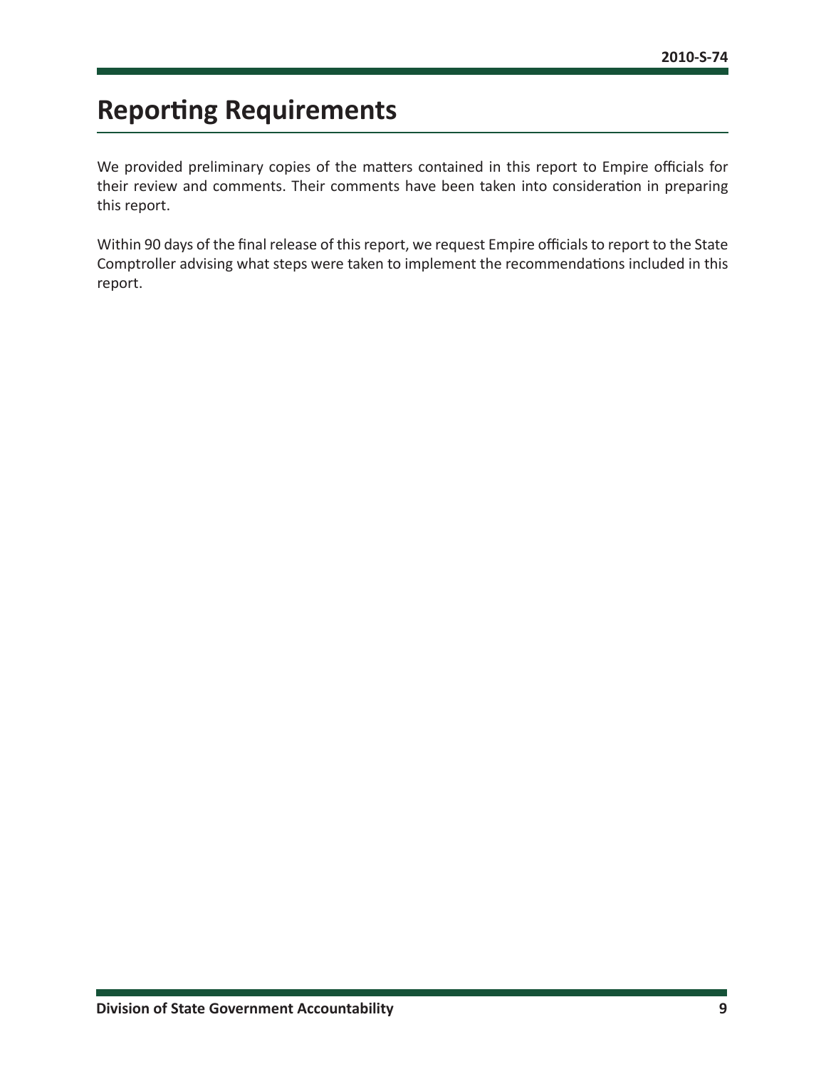# Reporting Requirements

We provided preliminary copies of the matters contained in this report to Empire officials for their review and comments. Their comments have been taken into consideration in preparing this report.

Within 90 days of the final release of this report, we request Empire officials to report to the State Comptroller advising what steps were taken to implement the recommendations included in this report.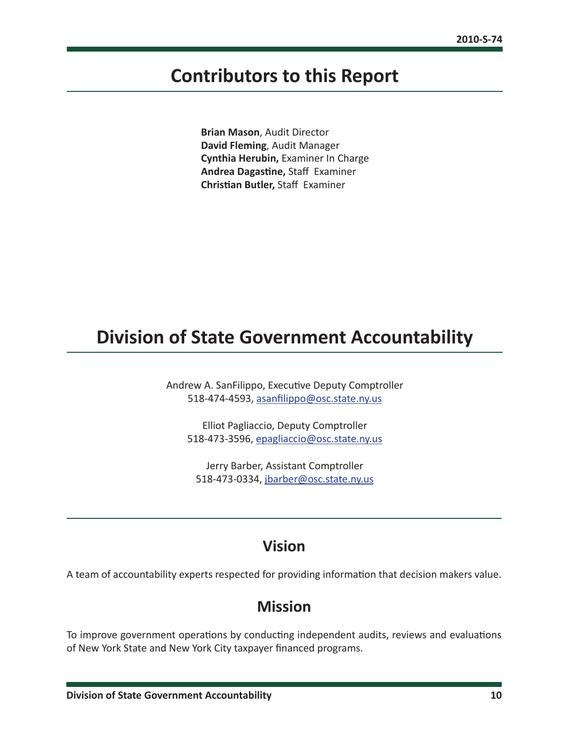# Contributors to this Report

**Brian Mason**, Audit Director
**David Fleming**, Audit Manager
**Cynthia Herubin,** Examiner In Charge
**Andrea Dagastine,** Staff Examiner
**Christian Butler,** Staff Examiner

# Division of State Government Accountability

Andrew A. SanFilippo, Executive Deputy Comptroller
518-474-4593, asanfilippo@osc.state.ny.us

Elliot Pagliaccio, Deputy Comptroller
518-473-3596, epagliaccio@osc.state.ny.us

Jerry Barber, Assistant Comptroller
518-473-0334, jbarber@osc.state.ny.us

## Vision

A team of accountability experts respected for providing information that decision makers value.

## Mission

To improve government operations by conducting independent audits, reviews and evaluations of New York State and New York City taxpayer financed programs.